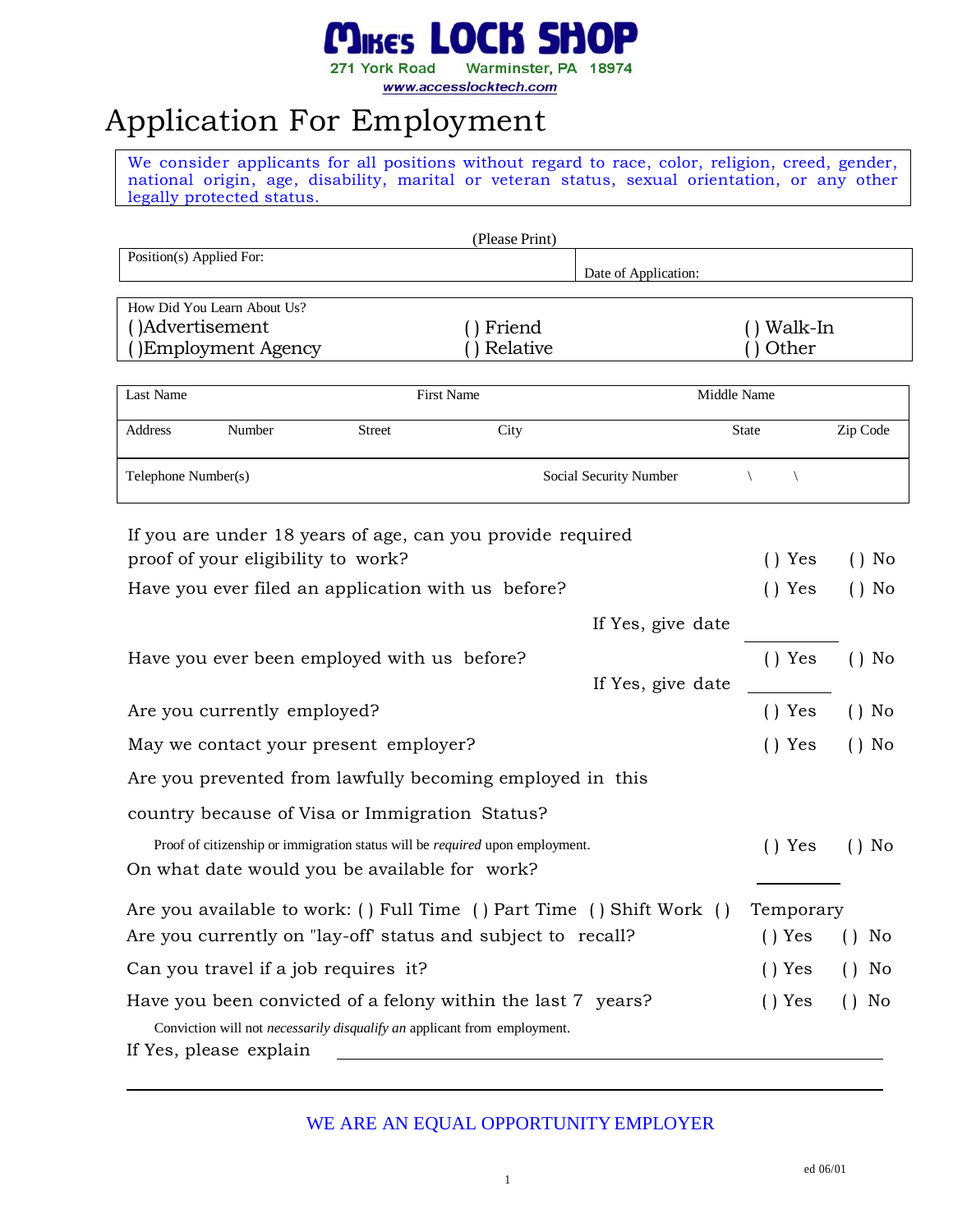# MIKE'S LOCK SHOP

271 York Road Warminster, PA 18974

www.accesslocktech.com

# Application For Employment

We consider applicants for all positions without regard to race, color, religion, creed, gender, national origin, age, disability, marital or veteran status, sexual orientation, or any other legally protected status.

(Please Print)

| Position(s) Applied For: | Date of Application: |
|---|---|

| How Did You Learn About Us? | | |
|---|---|---|
| ( )Advertisement | ( ) Friend | ( ) Walk-In |
| ( )Employment Agency | ( ) Relative | ( ) Other |

| Last Name | | | First Name | | Middle Name | |
|---|---|---|---|---|---|---|
| Address | Number | Street | City | | State | Zip Code |
| Telephone Number(s) | | | | Social Security Number | \ \ | |

If you are under 18 years of age, can you provide required proof of your eligibility to work? ( ) Yes ( ) No

Have you ever filed an application with us before? ( ) Yes ( ) No

If Yes, give date ______

Have you ever been employed with us before? ( ) Yes ( ) No

If Yes, give date ______

Are you currently employed? ( ) Yes ( ) No

May we contact your present employer? ( ) Yes ( ) No

Are you prevented from lawfully becoming employed in this country because of Visa or Immigration Status?

Proof of citizenship or immigration status will be *required* upon employment. ( ) Yes ( ) No

On what date would you be available for work? ______

Are you available to work: ( ) Full Time ( ) Part Time ( ) Shift Work ( ) Temporary

Are you currently on "lay-off' status and subject to recall? ( ) Yes ( ) No

Can you travel if a job requires it? ( ) Yes ( ) No

Have you been convicted of a felony within the last 7 years? ( ) Yes ( ) No

Conviction will not *necessarily disqualify an* applicant from employment.

If Yes, please explain ______

WE ARE AN EQUAL OPPORTUNITY EMPLOYER

ed 06/01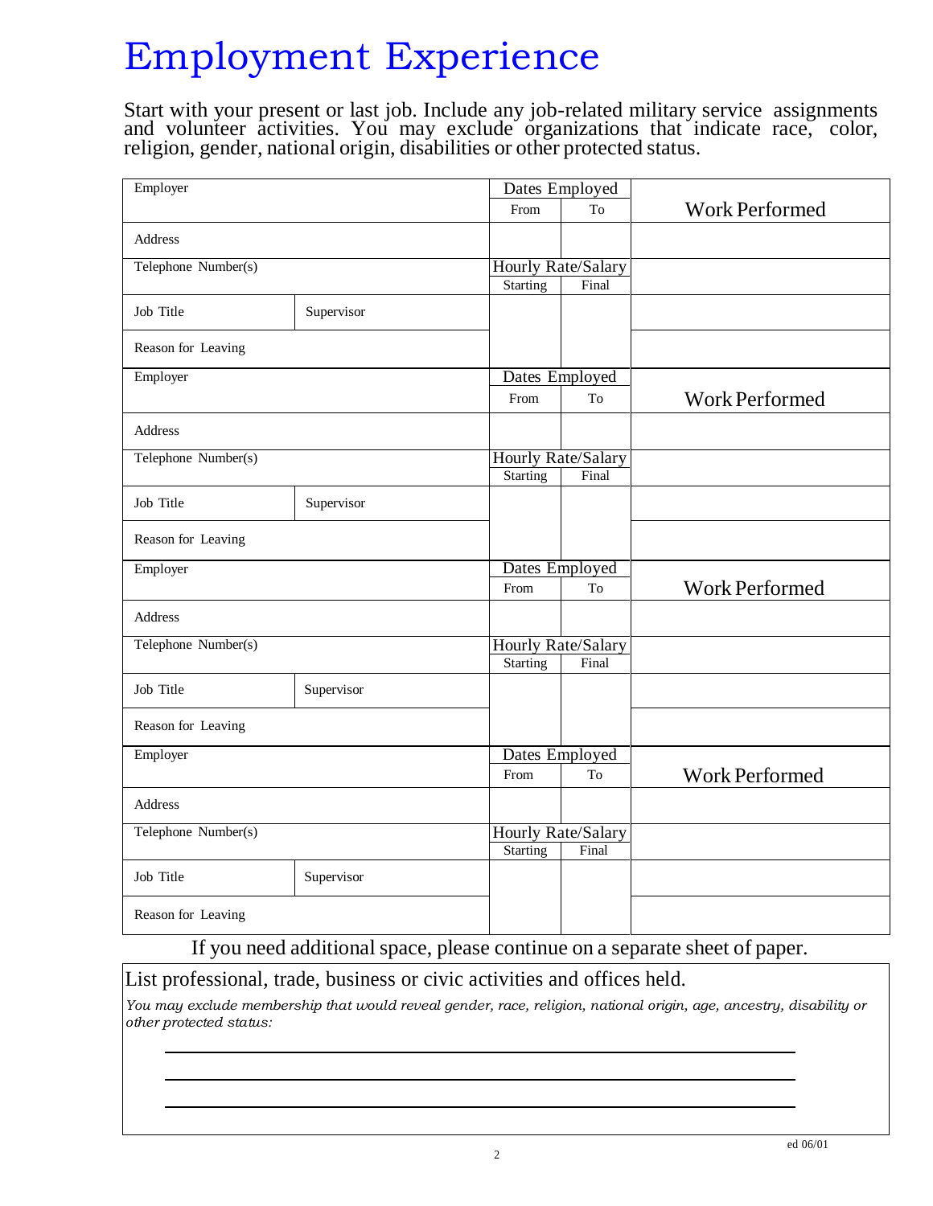# Employment Experience

Start with your present or last job. Include any job-related military service assignments and volunteer activities. You may exclude organizations that indicate race, color, religion, gender, national origin, disabilities or other protected status.

| Employer | | Dates Employed | | Work Performed |
|---|---|---|---|---|
| | | From | To | |
| Address | | | | |
| Telephone Number(s) | | Hourly Rate/Salary | | |
| | | Starting | Final | |
| Job Title | Supervisor | | | |
| Reason for Leaving | | | | |

| Employer | | Dates Employed | | Work Performed |
|---|---|---|---|---|
| | | From | To | |
| Address | | | | |
| Telephone Number(s) | | Hourly Rate/Salary | | |
| | | Starting | Final | |
| Job Title | Supervisor | | | |
| Reason for Leaving | | | | |

| Employer | | Dates Employed | | Work Performed |
|---|---|---|---|---|
| | | From | To | |
| Address | | | | |
| Telephone Number(s) | | Hourly Rate/Salary | | |
| | | Starting | Final | |
| Job Title | Supervisor | | | |
| Reason for Leaving | | | | |

| Employer | | Dates Employed | | Work Performed |
|---|---|---|---|---|
| | | From | To | |
| Address | | | | |
| Telephone Number(s) | | Hourly Rate/Salary | | |
| | | Starting | Final | |
| Job Title | Supervisor | | | |
| Reason for Leaving | | | | |

If you need additional space, please continue on a separate sheet of paper.

List professional, trade, business or civic activities and offices held.

*You may exclude membership that would reveal gender, race, religion, national origin, age, ancestry, disability or other protected status:*

\_\_\_\_\_\_\_\_\_\_\_\_\_\_\_\_\_\_\_\_\_\_\_\_\_\_\_\_\_\_\_\_\_\_\_\_\_\_\_\_\_\_\_\_\_\_\_\_\_\_\_\_\_\_\_\_\_\_\_\_

\_\_\_\_\_\_\_\_\_\_\_\_\_\_\_\_\_\_\_\_\_\_\_\_\_\_\_\_\_\_\_\_\_\_\_\_\_\_\_\_\_\_\_\_\_\_\_\_\_\_\_\_\_\_\_\_\_\_\_\_

\_\_\_\_\_\_\_\_\_\_\_\_\_\_\_\_\_\_\_\_\_\_\_\_\_\_\_\_\_\_\_\_\_\_\_\_\_\_\_\_\_\_\_\_\_\_\_\_\_\_\_\_\_\_\_\_\_\_\_\_

ed 06/01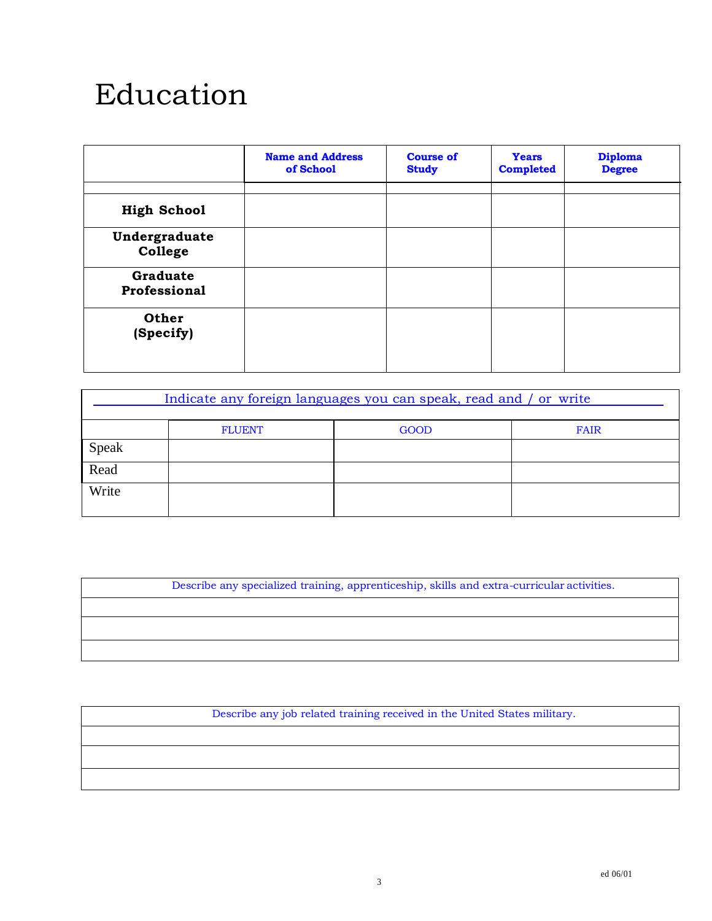# Education

| | Name and Address of School | Course of Study | Years Completed | Diploma Degree |
|---|---|---|---|---|
| | | | | |
| **High School** | | | | |
| **Undergraduate College** | | | | |
| **Graduate Professional** | | | | |
| **Other (Specify)** | | | | |

| Indicate any foreign languages you can speak, read and / or write | | | |
|---|---|---|---|
| | FLUENT | GOOD | FAIR |
| Speak | | | |
| Read | | | |
| Write | | | |

| Describe any specialized training, apprenticeship, skills and extra-curricular activities. |
|---|
| |
| |
| |

| Describe any job related training received in the United States military. |
|---|
| |
| |
| |

ed 06/01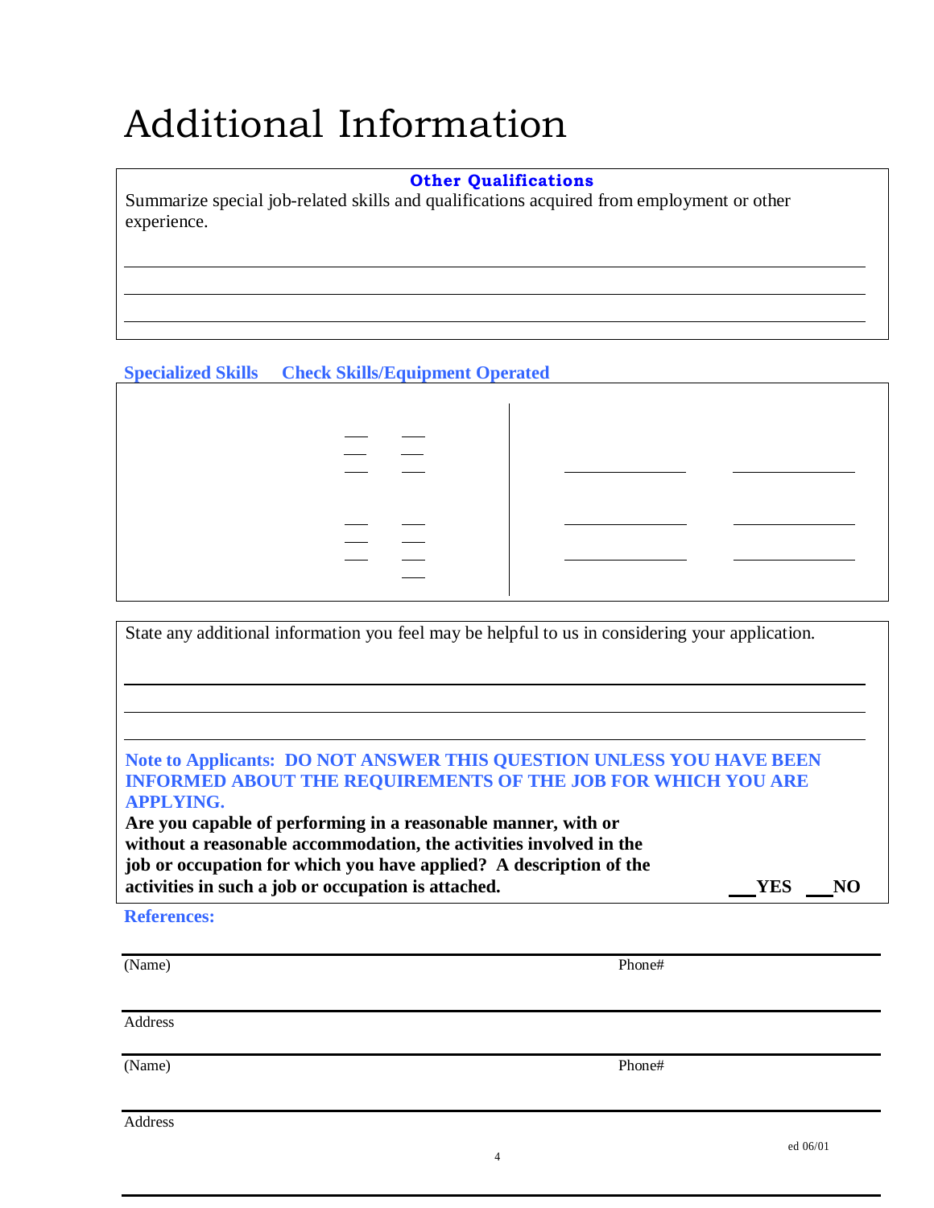# Additional Information

**Other Qualifications**

Summarize special job-related skills and qualifications acquired from employment or other experience.

\_\_\_\_\_\_\_\_\_\_\_\_\_\_\_\_\_\_\_\_\_\_\_\_\_\_\_\_\_\_\_\_\_\_\_\_\_\_\_\_\_\_\_\_\_\_\_\_\_\_\_\_\_\_\_\_\_\_\_\_\_\_\_\_\_\_\_\_\_\_

\_\_\_\_\_\_\_\_\_\_\_\_\_\_\_\_\_\_\_\_\_\_\_\_\_\_\_\_\_\_\_\_\_\_\_\_\_\_\_\_\_\_\_\_\_\_\_\_\_\_\_\_\_\_\_\_\_\_\_\_\_\_\_\_\_\_\_\_\_\_

\_\_\_\_\_\_\_\_\_\_\_\_\_\_\_\_\_\_\_\_\_\_\_\_\_\_\_\_\_\_\_\_\_\_\_\_\_\_\_\_\_\_\_\_\_\_\_\_\_\_\_\_\_\_\_\_\_\_\_\_\_\_\_\_\_\_\_\_\_\_

**Specialized Skills** **Check Skills/Equipment Operated**

State any additional information you feel may be helpful to us in considering your application.

\_\_\_\_\_\_\_\_\_\_\_\_\_\_\_\_\_\_\_\_\_\_\_\_\_\_\_\_\_\_\_\_\_\_\_\_\_\_\_\_\_\_\_\_\_\_\_\_\_\_\_\_\_\_\_\_\_\_\_\_\_\_\_\_\_\_\_\_\_\_

\_\_\_\_\_\_\_\_\_\_\_\_\_\_\_\_\_\_\_\_\_\_\_\_\_\_\_\_\_\_\_\_\_\_\_\_\_\_\_\_\_\_\_\_\_\_\_\_\_\_\_\_\_\_\_\_\_\_\_\_\_\_\_\_\_\_\_\_\_\_

\_\_\_\_\_\_\_\_\_\_\_\_\_\_\_\_\_\_\_\_\_\_\_\_\_\_\_\_\_\_\_\_\_\_\_\_\_\_\_\_\_\_\_\_\_\_\_\_\_\_\_\_\_\_\_\_\_\_\_\_\_\_\_\_\_\_\_\_\_\_

**Note to Applicants: DO NOT ANSWER THIS QUESTION UNLESS YOU HAVE BEEN INFORMED ABOUT THE REQUIREMENTS OF THE JOB FOR WHICH YOU ARE APPLYING.**

**Are you capable of performing in a reasonable manner, with or without a reasonable accommodation, the activities involved in the job or occupation for which you have applied? A description of the activities in such a job or occupation is attached.** **\_\_\_YES \_\_\_NO**

**References:**

(Name) Phone#

Address

(Name) Phone#

Address

ed 06/01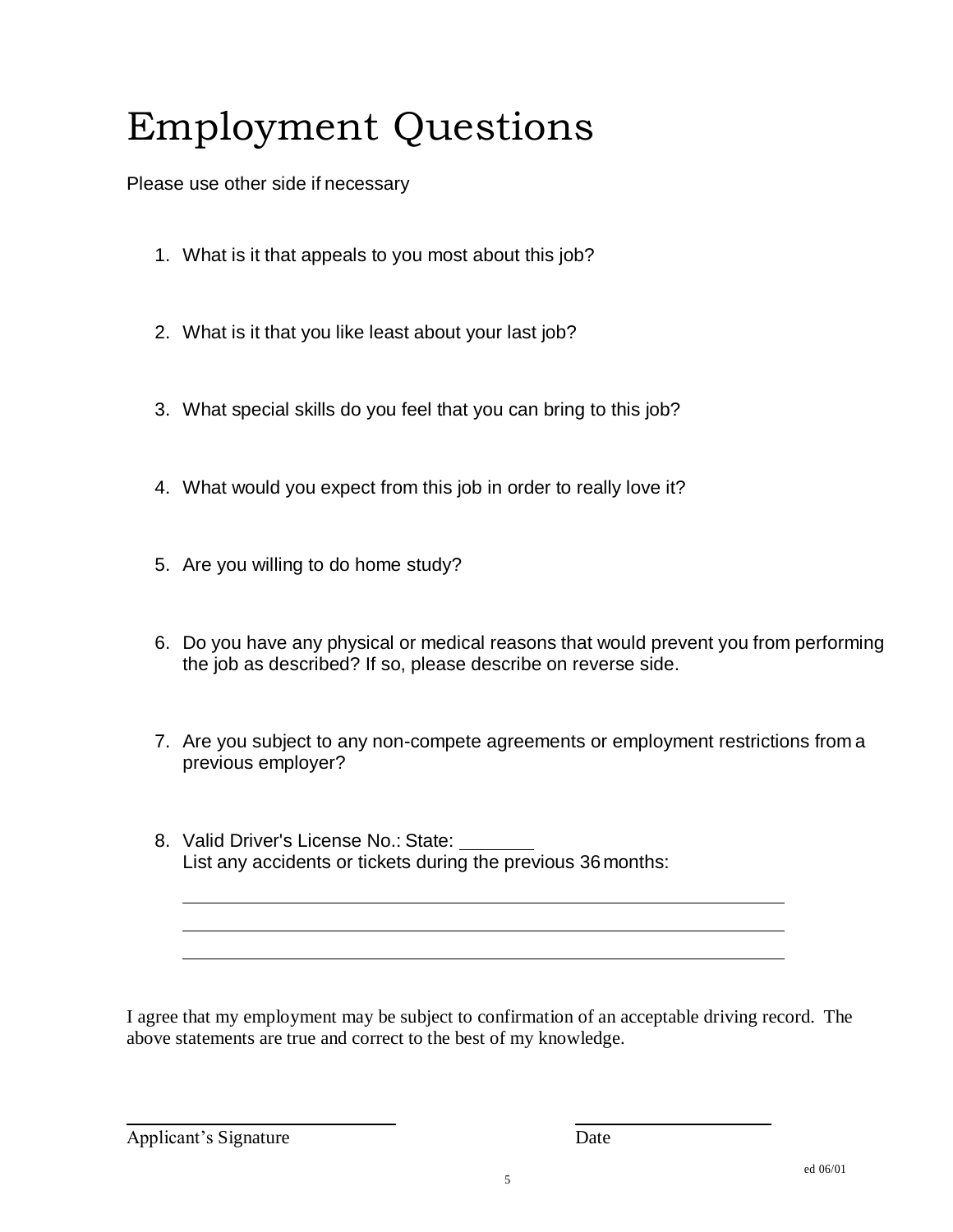# Employment Questions

Please use other side if necessary

1. What is it that appeals to you most about this job?

2. What is it that you like least about your last job?

3. What special skills do you feel that you can bring to this job?

4. What would you expect from this job in order to really love it?

5. Are you willing to do home study?

6. Do you have any physical or medical reasons that would prevent you from performing the job as described? If so, please describe on reverse side.

7. Are you subject to any non-compete agreements or employment restrictions from a previous employer?

8. Valid Driver's License No.: State: _______
   List any accidents or tickets during the previous 36 months:

   ____________________________________________________________

   ____________________________________________________________

   ____________________________________________________________

I agree that my employment may be subject to confirmation of an acceptable driving record. The above statements are true and correct to the best of my knowledge.

____________________________ ____________________

Applicant's Signature Date

ed 06/01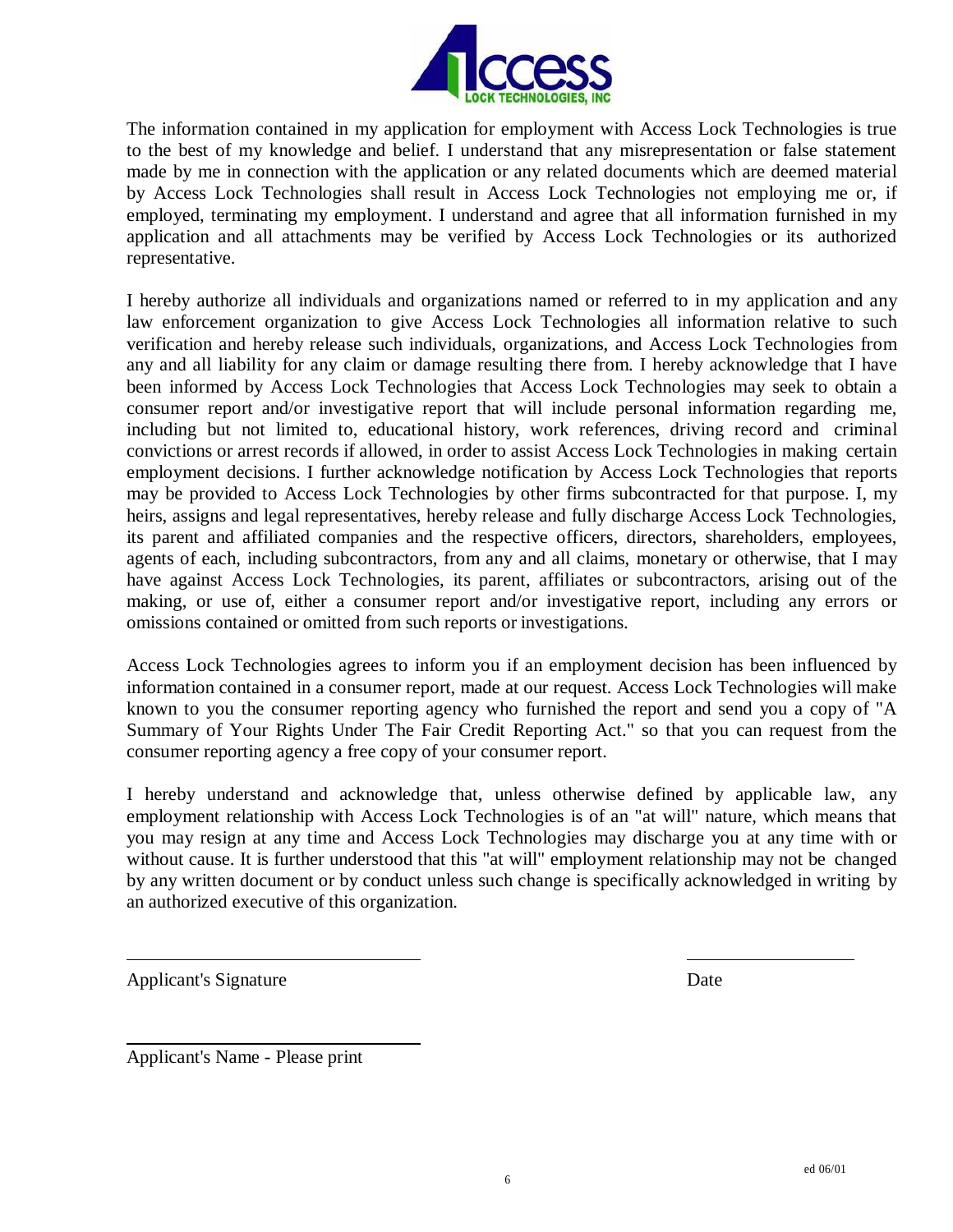The information contained in my application for employment with Access Lock Technologies is true to the best of my knowledge and belief. I understand that any misrepresentation or false statement made by me in connection with the application or any related documents which are deemed material by Access Lock Technologies shall result in Access Lock Technologies not employing me or, if employed, terminating my employment. I understand and agree that all information furnished in my application and all attachments may be verified by Access Lock Technologies or its authorized representative.

I hereby authorize all individuals and organizations named or referred to in my application and any law enforcement organization to give Access Lock Technologies all information relative to such verification and hereby release such individuals, organizations, and Access Lock Technologies from any and all liability for any claim or damage resulting there from. I hereby acknowledge that I have been informed by Access Lock Technologies that Access Lock Technologies may seek to obtain a consumer report and/or investigative report that will include personal information regarding me, including but not limited to, educational history, work references, driving record and criminal convictions or arrest records if allowed, in order to assist Access Lock Technologies in making certain employment decisions. I further acknowledge notification by Access Lock Technologies that reports may be provided to Access Lock Technologies by other firms subcontracted for that purpose. I, my heirs, assigns and legal representatives, hereby release and fully discharge Access Lock Technologies, its parent and affiliated companies and the respective officers, directors, shareholders, employees, agents of each, including subcontractors, from any and all claims, monetary or otherwise, that I may have against Access Lock Technologies, its parent, affiliates or subcontractors, arising out of the making, or use of, either a consumer report and/or investigative report, including any errors or omissions contained or omitted from such reports or investigations.

Access Lock Technologies agrees to inform you if an employment decision has been influenced by information contained in a consumer report, made at our request. Access Lock Technologies will make known to you the consumer reporting agency who furnished the report and send you a copy of "A Summary of Your Rights Under The Fair Credit Reporting Act." so that you can request from the consumer reporting agency a free copy of your consumer report.

I hereby understand and acknowledge that, unless otherwise defined by applicable law, any employment relationship with Access Lock Technologies is of an "at will" nature, which means that you may resign at any time and Access Lock Technologies may discharge you at any time with or without cause. It is further understood that this "at will" employment relationship may not be changed by any written document or by conduct unless such change is specifically acknowledged in writing by an authorized executive of this organization.

\_\_\_\_\_\_\_\_\_\_\_\_\_\_\_\_\_\_\_\_\_\_\_\_\_\_\_\_\_\_ &nbsp;&nbsp;&nbsp;&nbsp;&nbsp;&nbsp;&nbsp;&nbsp;&nbsp;&nbsp;&nbsp;&nbsp;&nbsp;&nbsp;&nbsp;&nbsp;&nbsp;&nbsp;&nbsp;&nbsp;&nbsp;&nbsp; \_\_\_\_\_\_\_\_\_\_\_\_\_\_\_\_\_\_

Applicant's Signature &nbsp;&nbsp;&nbsp;&nbsp;&nbsp;&nbsp;&nbsp;&nbsp;&nbsp;&nbsp;&nbsp;&nbsp;&nbsp;&nbsp;&nbsp;&nbsp;&nbsp;&nbsp;&nbsp;&nbsp;&nbsp;&nbsp;&nbsp;&nbsp;&nbsp;&nbsp;&nbsp;&nbsp;&nbsp;&nbsp;&nbsp;&nbsp;&nbsp;&nbsp;&nbsp;&nbsp;&nbsp;&nbsp;&nbsp;&nbsp; Date

\_\_\_\_\_\_\_\_\_\_\_\_\_\_\_\_\_\_\_\_\_\_\_\_\_\_\_\_\_\_

Applicant's Name - Please print

ed 06/01